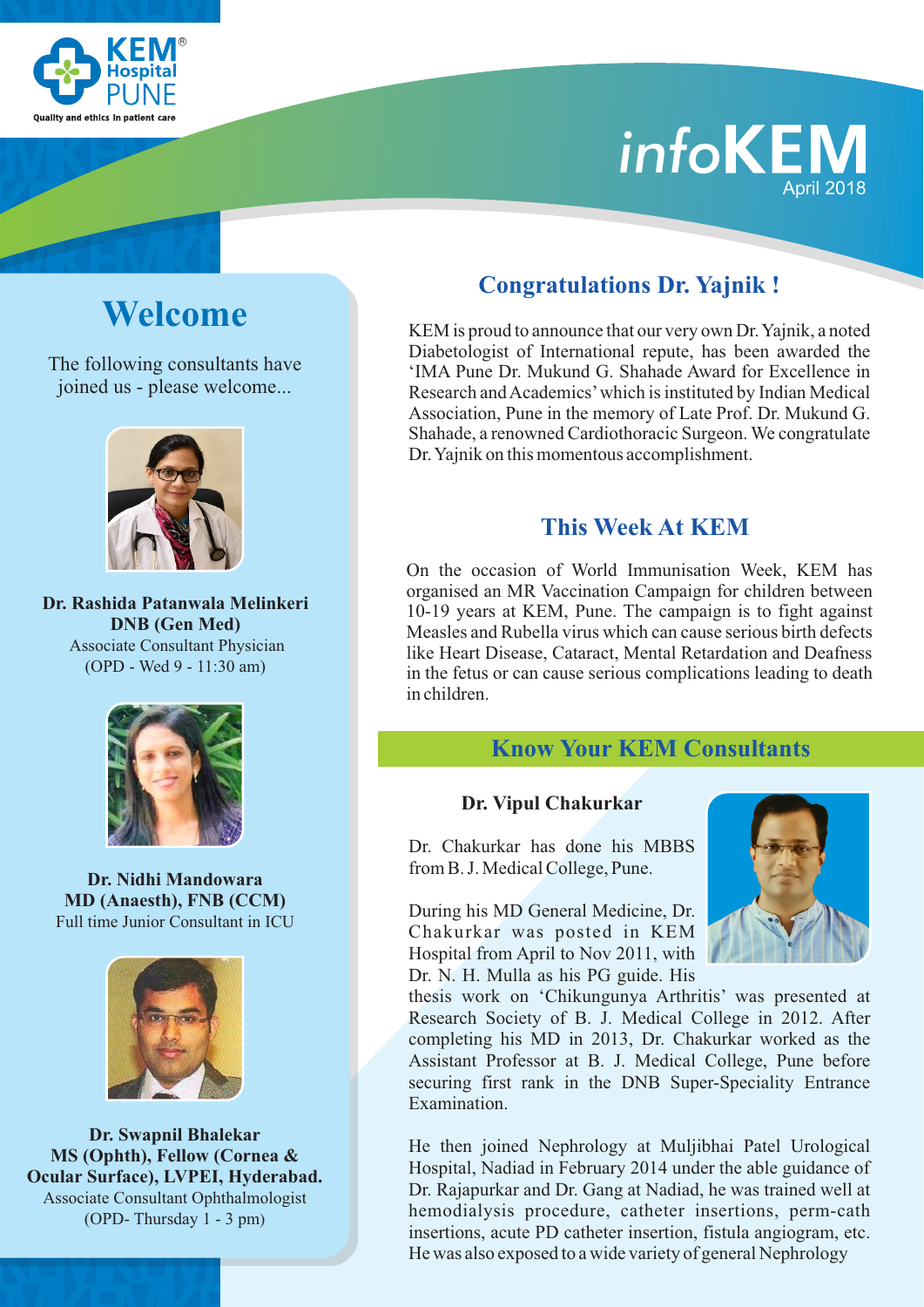KEM Hospital PUNE
Quality and ethics in patient care

# infoKEM

April 2018

## Welcome

The following consultants have joined us - please welcome...

**Dr. Rashida Patanwala Melinkeri**
**DNB (Gen Med)**
Associate Consultant Physician
(OPD - Wed 9 - 11:30 am)

**Dr. Nidhi Mandowara**
**MD (Anaesth), FNB (CCM)**
Full time Junior Consultant in ICU

**Dr. Swapnil Bhalekar**
**MS (Ophth), Fellow (Cornea & Ocular Surface), LVPEI, Hyderabad.**
Associate Consultant Ophthalmologist
(OPD- Thursday 1 - 3 pm)

## Congratulations Dr. Yajnik !

KEM is proud to announce that our very own Dr. Yajnik, a noted Diabetologist of International repute, has been awarded the 'IMA Pune Dr. Mukund G. Shahade Award for Excellence in Research and Academics' which is instituted by Indian Medical Association, Pune in the memory of Late Prof. Dr. Mukund G. Shahade, a renowned Cardiothoracic Surgeon. We congratulate Dr. Yajnik on this momentous accomplishment.

## This Week At KEM

On the occasion of World Immunisation Week, KEM has organised an MR Vaccination Campaign for children between 10-19 years at KEM, Pune. The campaign is to fight against Measles and Rubella virus which can cause serious birth defects like Heart Disease, Cataract, Mental Retardation and Deafness in the fetus or can cause serious complications leading to death in children.

## Know Your KEM Consultants

### Dr. Vipul Chakurkar

Dr. Chakurkar has done his MBBS from B. J. Medical College, Pune.

During his MD General Medicine, Dr. Chakurkar was posted in KEM Hospital from April to Nov 2011, with Dr. N. H. Mulla as his PG guide. His thesis work on 'Chikungunya Arthritis' was presented at Research Society of B. J. Medical College in 2012. After completing his MD in 2013, Dr. Chakurkar worked as the Assistant Professor at B. J. Medical College, Pune before securing first rank in the DNB Super-Speciality Entrance Examination.

He then joined Nephrology at Muljibhai Patel Urological Hospital, Nadiad in February 2014 under the able guidance of Dr. Rajapurkar and Dr. Gang at Nadiad, he was trained well at hemodialysis procedure, catheter insertions, perm-cath insertions, acute PD catheter insertion, fistula angiogram, etc. He was also exposed to a wide variety of general Nephrology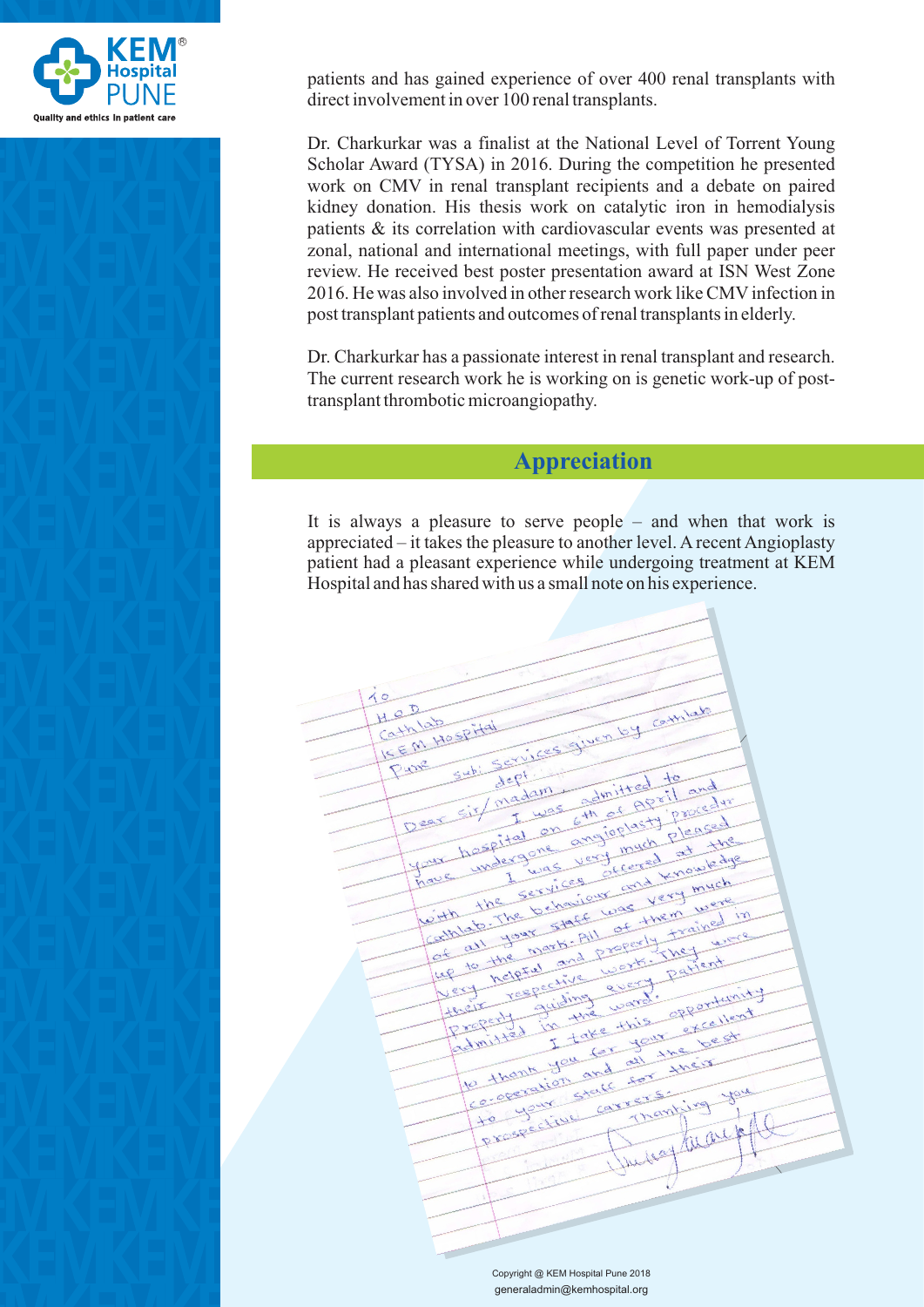patients and has gained experience of over 400 renal transplants with direct involvement in over 100 renal transplants.

Dr. Charkurkar was a finalist at the National Level of Torrent Young Scholar Award (TYSA) in 2016. During the competition he presented work on CMV in renal transplant recipients and a debate on paired kidney donation. His thesis work on catalytic iron in hemodialysis patients & its correlation with cardiovascular events was presented at zonal, national and international meetings, with full paper under peer review. He received best poster presentation award at ISN West Zone 2016. He was also involved in other research work like CMV infection in post transplant patients and outcomes of renal transplants in elderly.

Dr. Charkurkar has a passionate interest in renal transplant and research. The current research work he is working on is genetic work-up of post-transplant thrombotic microangiopathy.

## Appreciation

It is always a pleasure to serve people – and when that work is appreciated – it takes the pleasure to another level. A recent Angioplasty patient had a pleasant experience while undergoing treatment at KEM Hospital and has shared with us a small note on his experience.

To
H.O.D.
Cathlab
KEM Hospital
Pune

Sub: Services given by Cathlab dept.

Dear Sir/Madam,

I was admitted to your hospital on 6th of April and have undergone angioplasty procedure. I was very much pleased with the services offered at the cathlab. The behaviour and knowledge of all your staff was very much up to the mark. All of them were very helpful and properly trained in their respective work. They were properly guiding every patient admitted in the ward.

I take this opportunity to thank you for your excellent co-operation and all the best to your staff for their prospective carrers.

Thanking you

Copyright @ KEM Hospital Pune 2018
generaladmin@kemhospital.org